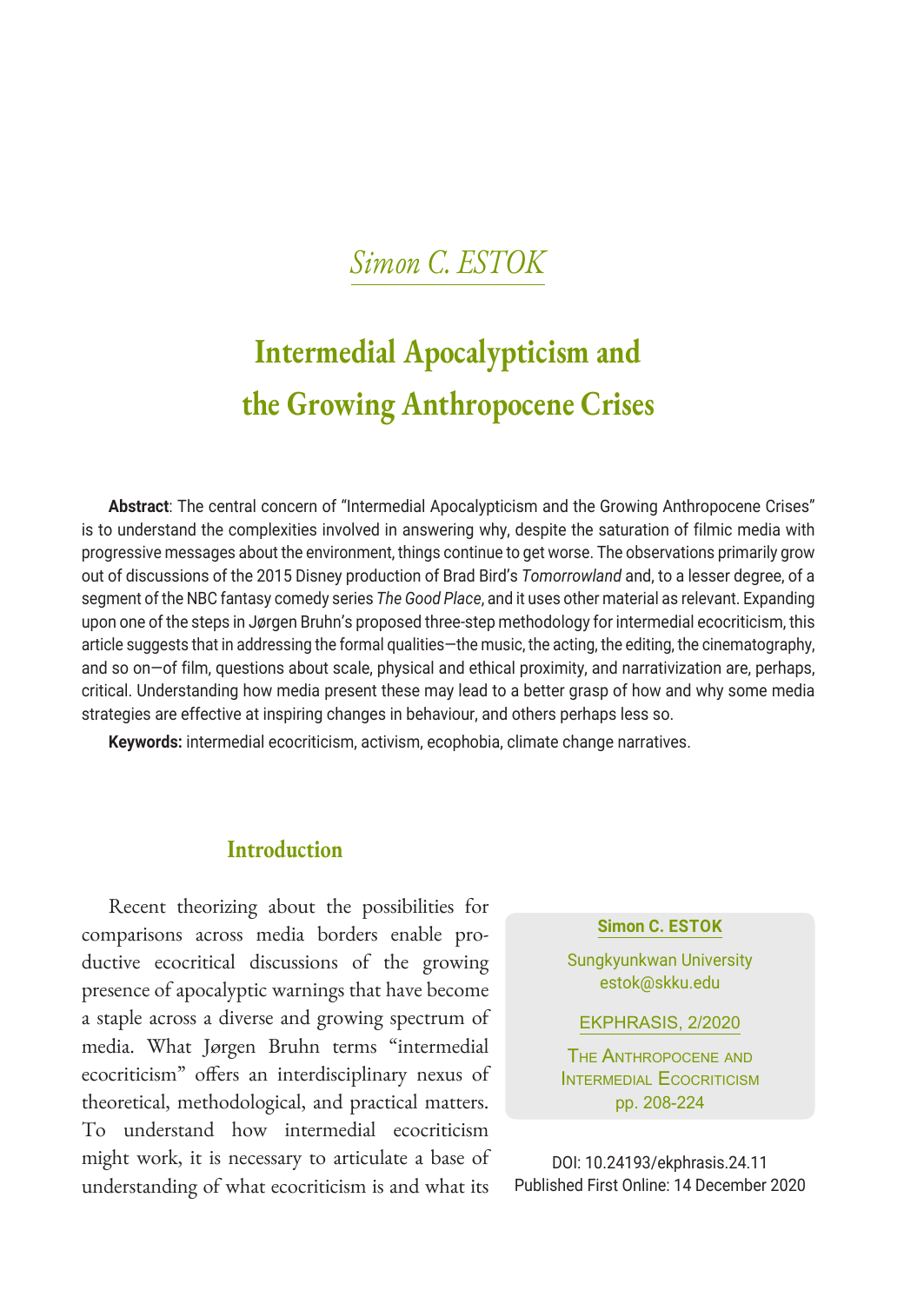*Simon C. ESTOK*

# Intermedial Apocalypticism and the Growing Anthropocene Crises

**Abstract**: The central concern of "Intermedial Apocalypticism and the Growing Anthropocene Crises" is to understand the complexities involved in answering why, despite the saturation of filmic media with progressive messages about the environment, things continue to get worse. The observations primarily grow out of discussions of the 2015 Disney production of Brad Bird's *Tomorrowland* and, to a lesser degree, of a segment of the NBC fantasy comedy series *The Good Place*, and it uses other material as relevant. Expanding upon one of the steps in Jørgen Bruhn's proposed three-step methodology for intermedial ecocriticism, this article suggests that in addressing the formal qualities—the music, the acting, the editing, the cinematography, and so on—of film, questions about scale, physical and ethical proximity, and narrativization are, perhaps, critical. Understanding how media present these may lead to a better grasp of how and why some media strategies are effective at inspiring changes in behaviour, and others perhaps less so.

**Keywords:** intermedial ecocriticism, activism, ecophobia, climate change narratives.

**Simon C. ESTOK**
Sungkyunkwan University
estok@skku.edu

EKPHRASIS, 2/2020

The Anthropocene and Intermedial Ecocriticism
pp. 208-224

DOI: 10.24193/ekphrasis.24.11
Published First Online: 14 December 2020

## Introduction

Recent theorizing about the possibilities for comparisons across media borders enable productive ecocritical discussions of the growing presence of apocalyptic warnings that have become a staple across a diverse and growing spectrum of media. What Jørgen Bruhn terms "intermedial ecocriticism" offers an interdisciplinary nexus of theoretical, methodological, and practical matters. To understand how intermedial ecocriticism might work, it is necessary to articulate a base of understanding of what ecocriticism is and what its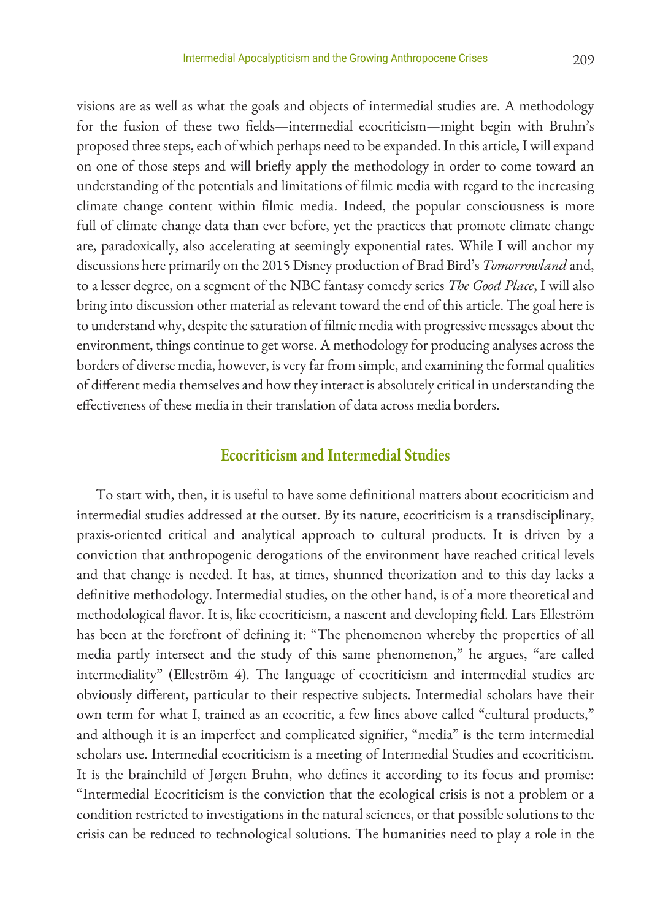visions are as well as what the goals and objects of intermedial studies are. A methodology for the fusion of these two fields—intermedial ecocriticism—might begin with Bruhn's proposed three steps, each of which perhaps need to be expanded. In this article, I will expand on one of those steps and will briefly apply the methodology in order to come toward an understanding of the potentials and limitations of filmic media with regard to the increasing climate change content within filmic media. Indeed, the popular consciousness is more full of climate change data than ever before, yet the practices that promote climate change are, paradoxically, also accelerating at seemingly exponential rates. While I will anchor my discussions here primarily on the 2015 Disney production of Brad Bird's *Tomorrowland* and, to a lesser degree, on a segment of the NBC fantasy comedy series *The Good Place*, I will also bring into discussion other material as relevant toward the end of this article. The goal here is to understand why, despite the saturation of filmic media with progressive messages about the environment, things continue to get worse. A methodology for producing analyses across the borders of diverse media, however, is very far from simple, and examining the formal qualities of different media themselves and how they interact is absolutely critical in understanding the effectiveness of these media in their translation of data across media borders.

## Ecocriticism and Intermedial Studies

To start with, then, it is useful to have some definitional matters about ecocriticism and intermedial studies addressed at the outset. By its nature, ecocriticism is a transdisciplinary, praxis-oriented critical and analytical approach to cultural products. It is driven by a conviction that anthropogenic derogations of the environment have reached critical levels and that change is needed. It has, at times, shunned theorization and to this day lacks a definitive methodology. Intermedial studies, on the other hand, is of a more theoretical and methodological flavor. It is, like ecocriticism, a nascent and developing field. Lars Elleström has been at the forefront of defining it: "The phenomenon whereby the properties of all media partly intersect and the study of this same phenomenon," he argues, "are called intermediality" (Elleström 4). The language of ecocriticism and intermedial studies are obviously different, particular to their respective subjects. Intermedial scholars have their own term for what I, trained as an ecocritic, a few lines above called "cultural products," and although it is an imperfect and complicated signifier, "media" is the term intermedial scholars use. Intermedial ecocriticism is a meeting of Intermedial Studies and ecocriticism. It is the brainchild of Jørgen Bruhn, who defines it according to its focus and promise: "Intermedial Ecocriticism is the conviction that the ecological crisis is not a problem or a condition restricted to investigations in the natural sciences, or that possible solutions to the crisis can be reduced to technological solutions. The humanities need to play a role in the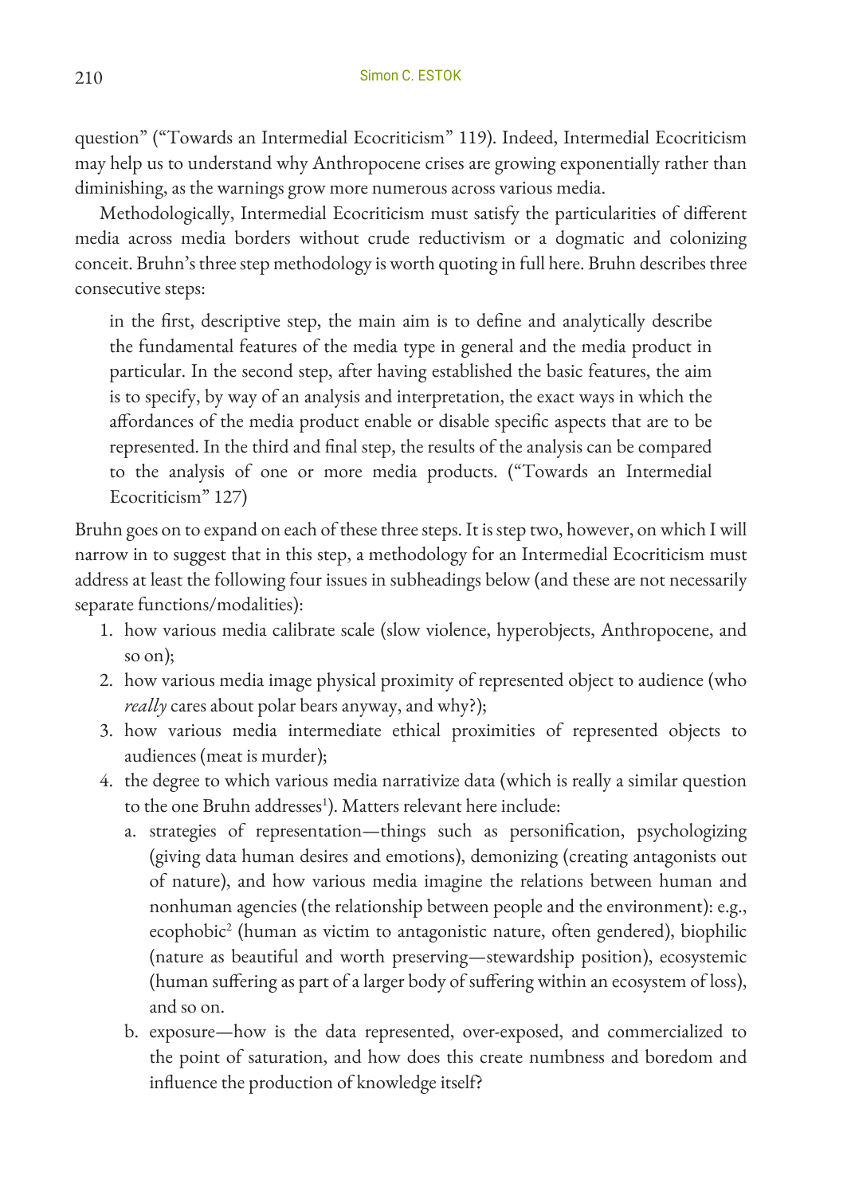question" ("Towards an Intermedial Ecocriticism" 119). Indeed, Intermedial Ecocriticism may help us to understand why Anthropocene crises are growing exponentially rather than diminishing, as the warnings grow more numerous across various media.

Methodologically, Intermedial Ecocriticism must satisfy the particularities of different media across media borders without crude reductivism or a dogmatic and colonizing conceit. Bruhn's three step methodology is worth quoting in full here. Bruhn describes three consecutive steps:

> in the first, descriptive step, the main aim is to define and analytically describe the fundamental features of the media type in general and the media product in particular. In the second step, after having established the basic features, the aim is to specify, by way of an analysis and interpretation, the exact ways in which the affordances of the media product enable or disable specific aspects that are to be represented. In the third and final step, the results of the analysis can be compared to the analysis of one or more media products. ("Towards an Intermedial Ecocriticism" 127)

Bruhn goes on to expand on each of these three steps. It is step two, however, on which I will narrow in to suggest that in this step, a methodology for an Intermedial Ecocriticism must address at least the following four issues in subheadings below (and these are not necessarily separate functions/modalities):

1. how various media calibrate scale (slow violence, hyperobjects, Anthropocene, and so on);
2. how various media image physical proximity of represented object to audience (who *really* cares about polar bears anyway, and why?);
3. how various media intermediate ethical proximities of represented objects to audiences (meat is murder);
4. the degree to which various media narrativize data (which is really a similar question to the one Bruhn addresses[1]). Matters relevant here include:
   a. strategies of representation—things such as personification, psychologizing (giving data human desires and emotions), demonizing (creating antagonists out of nature), and how various media imagine the relations between human and nonhuman agencies (the relationship between people and the environment): e.g., ecophobic[2] (human as victim to antagonistic nature, often gendered), biophilic (nature as beautiful and worth preserving—stewardship position), ecosystemic (human suffering as part of a larger body of suffering within an ecosystem of loss), and so on.
   b. exposure—how is the data represented, over-exposed, and commercialized to the point of saturation, and how does this create numbness and boredom and influence the production of knowledge itself?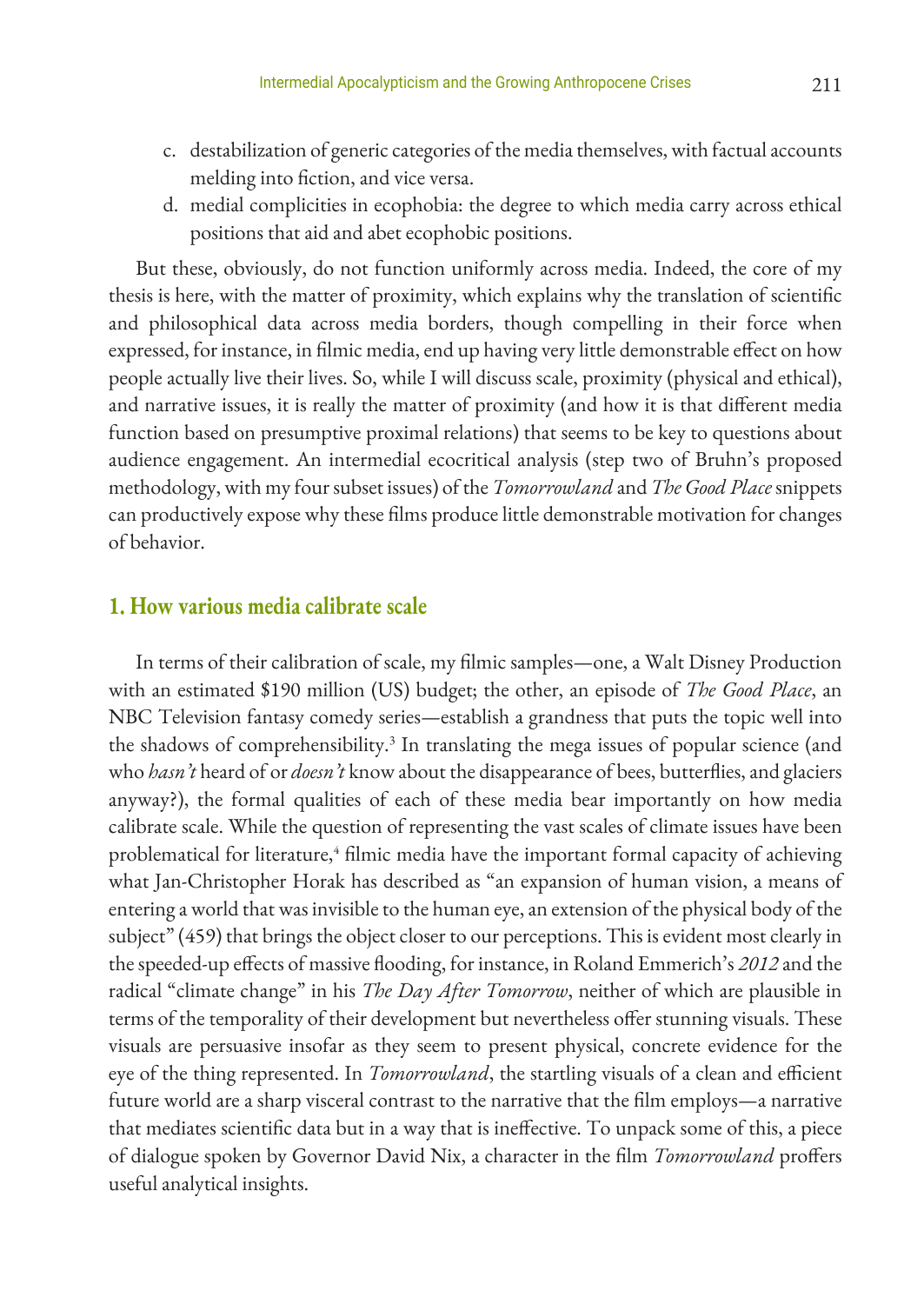c. destabilization of generic categories of the media themselves, with factual accounts melding into fiction, and vice versa.
d. medial complicities in ecophobia: the degree to which media carry across ethical positions that aid and abet ecophobic positions.

But these, obviously, do not function uniformly across media. Indeed, the core of my thesis is here, with the matter of proximity, which explains why the translation of scientific and philosophical data across media borders, though compelling in their force when expressed, for instance, in filmic media, end up having very little demonstrable effect on how people actually live their lives. So, while I will discuss scale, proximity (physical and ethical), and narrative issues, it is really the matter of proximity (and how it is that different media function based on presumptive proximal relations) that seems to be key to questions about audience engagement. An intermedial ecocritical analysis (step two of Bruhn's proposed methodology, with my four subset issues) of the *Tomorrowland* and *The Good Place* snippets can productively expose why these films produce little demonstrable motivation for changes of behavior.

## 1. How various media calibrate scale

In terms of their calibration of scale, my filmic samples—one, a Walt Disney Production with an estimated $190 million (US) budget; the other, an episode of *The Good Place*, an NBC Television fantasy comedy series—establish a grandness that puts the topic well into the shadows of comprehensibility.[3] In translating the mega issues of popular science (and who *hasn't* heard of or *doesn't* know about the disappearance of bees, butterflies, and glaciers anyway?), the formal qualities of each of these media bear importantly on how media calibrate scale. While the question of representing the vast scales of climate issues have been problematical for literature,[4] filmic media have the important formal capacity of achieving what Jan-Christopher Horak has described as "an expansion of human vision, a means of entering a world that was invisible to the human eye, an extension of the physical body of the subject" (459) that brings the object closer to our perceptions. This is evident most clearly in the speeded-up effects of massive flooding, for instance, in Roland Emmerich's *2012* and the radical "climate change" in his *The Day After Tomorrow*, neither of which are plausible in terms of the temporality of their development but nevertheless offer stunning visuals. These visuals are persuasive insofar as they seem to present physical, concrete evidence for the eye of the thing represented. In *Tomorrowland*, the startling visuals of a clean and efficient future world are a sharp visceral contrast to the narrative that the film employs—a narrative that mediates scientific data but in a way that is ineffective. To unpack some of this, a piece of dialogue spoken by Governor David Nix, a character in the film *Tomorrowland* proffers useful analytical insights.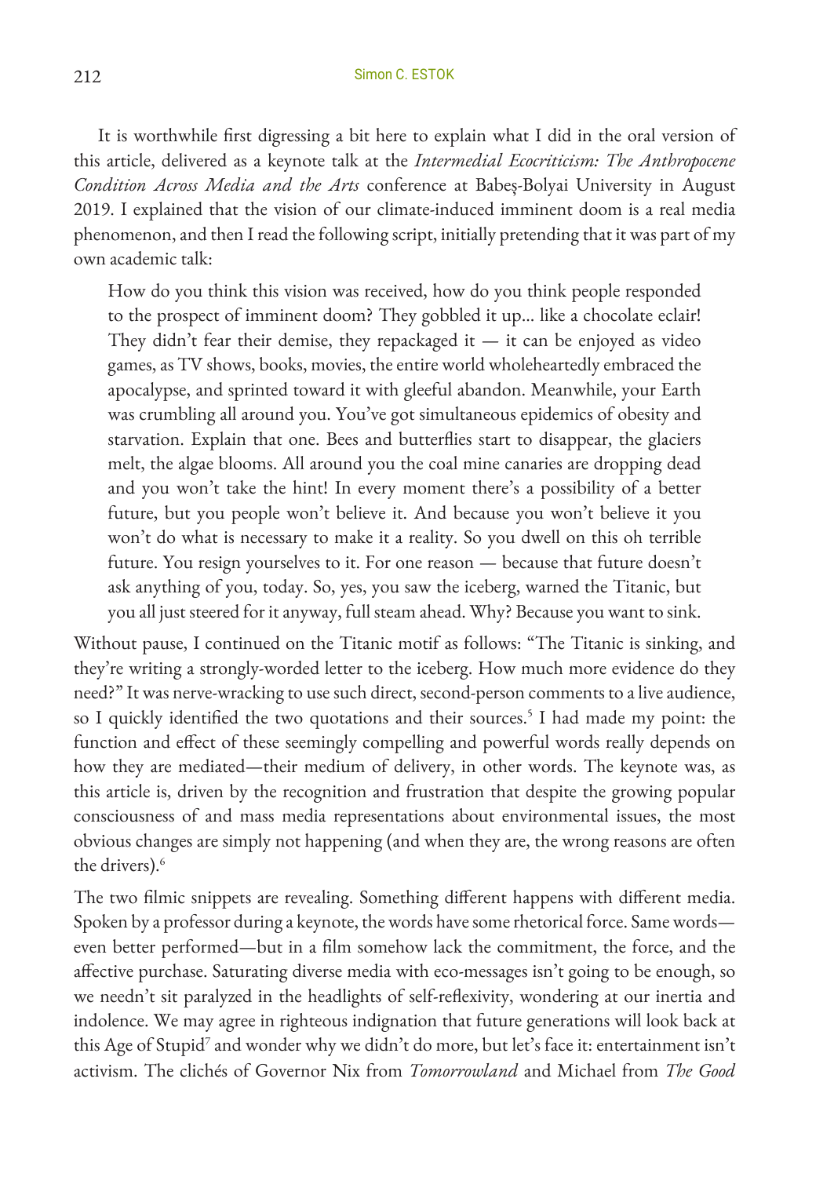It is worthwhile first digressing a bit here to explain what I did in the oral version of this article, delivered as a keynote talk at the *Intermedial Ecocriticism: The Anthropocene Condition Across Media and the Arts* conference at Babeș-Bolyai University in August 2019. I explained that the vision of our climate-induced imminent doom is a real media phenomenon, and then I read the following script, initially pretending that it was part of my own academic talk:

> How do you think this vision was received, how do you think people responded to the prospect of imminent doom? They gobbled it up... like a chocolate eclair! They didn't fear their demise, they repackaged it — it can be enjoyed as video games, as TV shows, books, movies, the entire world wholeheartedly embraced the apocalypse, and sprinted toward it with gleeful abandon. Meanwhile, your Earth was crumbling all around you. You've got simultaneous epidemics of obesity and starvation. Explain that one. Bees and butterflies start to disappear, the glaciers melt, the algae blooms. All around you the coal mine canaries are dropping dead and you won't take the hint! In every moment there's a possibility of a better future, but you people won't believe it. And because you won't believe it you won't do what is necessary to make it a reality. So you dwell on this oh terrible future. You resign yourselves to it. For one reason — because that future doesn't ask anything of you, today. So, yes, you saw the iceberg, warned the Titanic, but you all just steered for it anyway, full steam ahead. Why? Because you want to sink.

Without pause, I continued on the Titanic motif as follows: "The Titanic is sinking, and they're writing a strongly-worded letter to the iceberg. How much more evidence do they need?" It was nerve-wracking to use such direct, second-person comments to a live audience, so I quickly identified the two quotations and their sources.[5] I had made my point: the function and effect of these seemingly compelling and powerful words really depends on how they are mediated—their medium of delivery, in other words. The keynote was, as this article is, driven by the recognition and frustration that despite the growing popular consciousness of and mass media representations about environmental issues, the most obvious changes are simply not happening (and when they are, the wrong reasons are often the drivers).[6]

The two filmic snippets are revealing. Something different happens with different media. Spoken by a professor during a keynote, the words have some rhetorical force. Same words—even better performed—but in a film somehow lack the commitment, the force, and the affective purchase. Saturating diverse media with eco-messages isn't going to be enough, so we needn't sit paralyzed in the headlights of self-reflexivity, wondering at our inertia and indolence. We may agree in righteous indignation that future generations will look back at this Age of Stupid[7] and wonder why we didn't do more, but let's face it: entertainment isn't activism. The clichés of Governor Nix from *Tomorrowland* and Michael from *The Good*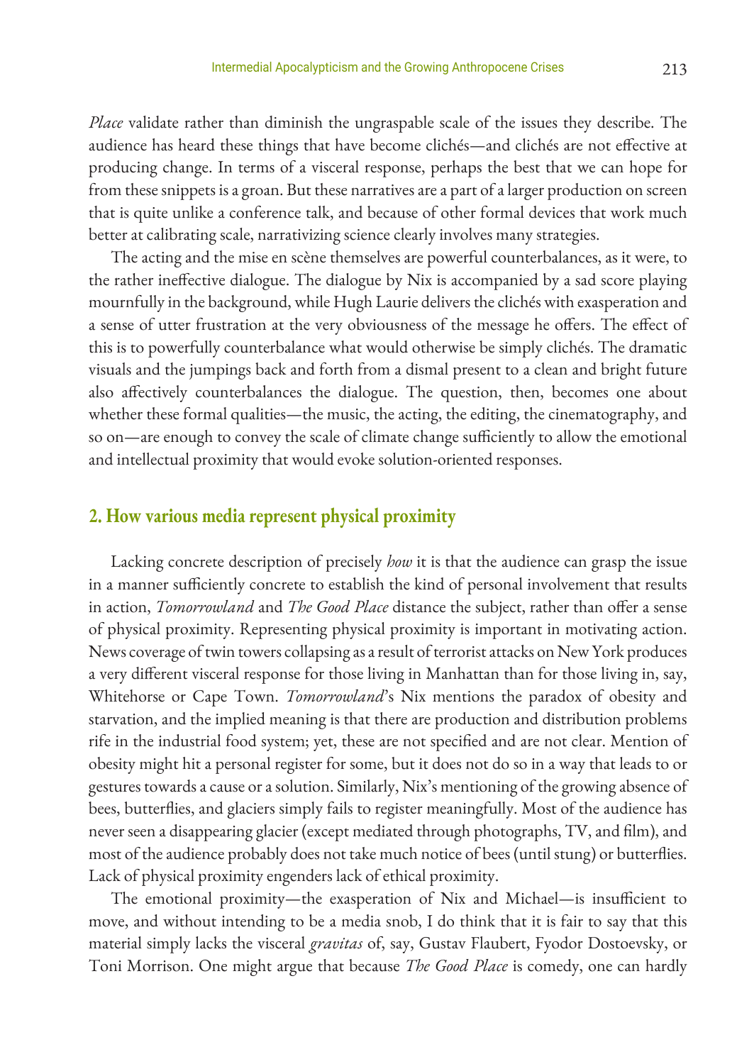*Place* validate rather than diminish the ungraspable scale of the issues they describe. The audience has heard these things that have become clichés—and clichés are not effective at producing change. In terms of a visceral response, perhaps the best that we can hope for from these snippets is a groan. But these narratives are a part of a larger production on screen that is quite unlike a conference talk, and because of other formal devices that work much better at calibrating scale, narrativizing science clearly involves many strategies.

The acting and the mise en scène themselves are powerful counterbalances, as it were, to the rather ineffective dialogue. The dialogue by Nix is accompanied by a sad score playing mournfully in the background, while Hugh Laurie delivers the clichés with exasperation and a sense of utter frustration at the very obviousness of the message he offers. The effect of this is to powerfully counterbalance what would otherwise be simply clichés. The dramatic visuals and the jumpings back and forth from a dismal present to a clean and bright future also affectively counterbalances the dialogue. The question, then, becomes one about whether these formal qualities—the music, the acting, the editing, the cinematography, and so on—are enough to convey the scale of climate change sufficiently to allow the emotional and intellectual proximity that would evoke solution-oriented responses.

## 2. How various media represent physical proximity

Lacking concrete description of precisely *how* it is that the audience can grasp the issue in a manner sufficiently concrete to establish the kind of personal involvement that results in action, *Tomorrowland* and *The Good Place* distance the subject, rather than offer a sense of physical proximity. Representing physical proximity is important in motivating action. News coverage of twin towers collapsing as a result of terrorist attacks on New York produces a very different visceral response for those living in Manhattan than for those living in, say, Whitehorse or Cape Town. *Tomorrowland*'s Nix mentions the paradox of obesity and starvation, and the implied meaning is that there are production and distribution problems rife in the industrial food system; yet, these are not specified and are not clear. Mention of obesity might hit a personal register for some, but it does not do so in a way that leads to or gestures towards a cause or a solution. Similarly, Nix's mentioning of the growing absence of bees, butterflies, and glaciers simply fails to register meaningfully. Most of the audience has never seen a disappearing glacier (except mediated through photographs, TV, and film), and most of the audience probably does not take much notice of bees (until stung) or butterflies. Lack of physical proximity engenders lack of ethical proximity.

The emotional proximity—the exasperation of Nix and Michael—is insufficient to move, and without intending to be a media snob, I do think that it is fair to say that this material simply lacks the visceral *gravitas* of, say, Gustav Flaubert, Fyodor Dostoevsky, or Toni Morrison. One might argue that because *The Good Place* is comedy, one can hardly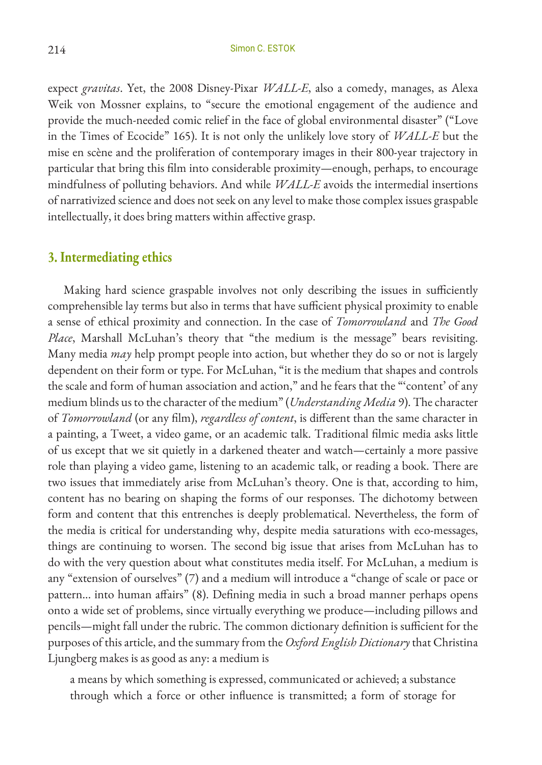expect *gravitas*. Yet, the 2008 Disney-Pixar *WALL-E*, also a comedy, manages, as Alexa Weik von Mossner explains, to "secure the emotional engagement of the audience and provide the much-needed comic relief in the face of global environmental disaster" ("Love in the Times of Ecocide" 165). It is not only the unlikely love story of *WALL-E* but the mise en scène and the proliferation of contemporary images in their 800-year trajectory in particular that bring this film into considerable proximity—enough, perhaps, to encourage mindfulness of polluting behaviors. And while *WALL-E* avoids the intermedial insertions of narrativized science and does not seek on any level to make those complex issues graspable intellectually, it does bring matters within affective grasp.

## 3. Intermediating ethics

Making hard science graspable involves not only describing the issues in sufficiently comprehensible lay terms but also in terms that have sufficient physical proximity to enable a sense of ethical proximity and connection. In the case of *Tomorrowland* and *The Good Place*, Marshall McLuhan's theory that "the medium is the message" bears revisiting. Many media *may* help prompt people into action, but whether they do so or not is largely dependent on their form or type. For McLuhan, "it is the medium that shapes and controls the scale and form of human association and action," and he fears that the "'content' of any medium blinds us to the character of the medium" (*Understanding Media* 9). The character of *Tomorrowland* (or any film), *regardless of content*, is different than the same character in a painting, a Tweet, a video game, or an academic talk. Traditional filmic media asks little of us except that we sit quietly in a darkened theater and watch—certainly a more passive role than playing a video game, listening to an academic talk, or reading a book. There are two issues that immediately arise from McLuhan's theory. One is that, according to him, content has no bearing on shaping the forms of our responses. The dichotomy between form and content that this entrenches is deeply problematical. Nevertheless, the form of the media is critical for understanding why, despite media saturations with eco-messages, things are continuing to worsen. The second big issue that arises from McLuhan has to do with the very question about what constitutes media itself. For McLuhan, a medium is any "extension of ourselves" (7) and a medium will introduce a "change of scale or pace or pattern... into human affairs" (8). Defining media in such a broad manner perhaps opens onto a wide set of problems, since virtually everything we produce—including pillows and pencils—might fall under the rubric. The common dictionary definition is sufficient for the purposes of this article, and the summary from the *Oxford English Dictionary* that Christina Ljungberg makes is as good as any: a medium is

> a means by which something is expressed, communicated or achieved; a substance through which a force or other influence is transmitted; a form of storage for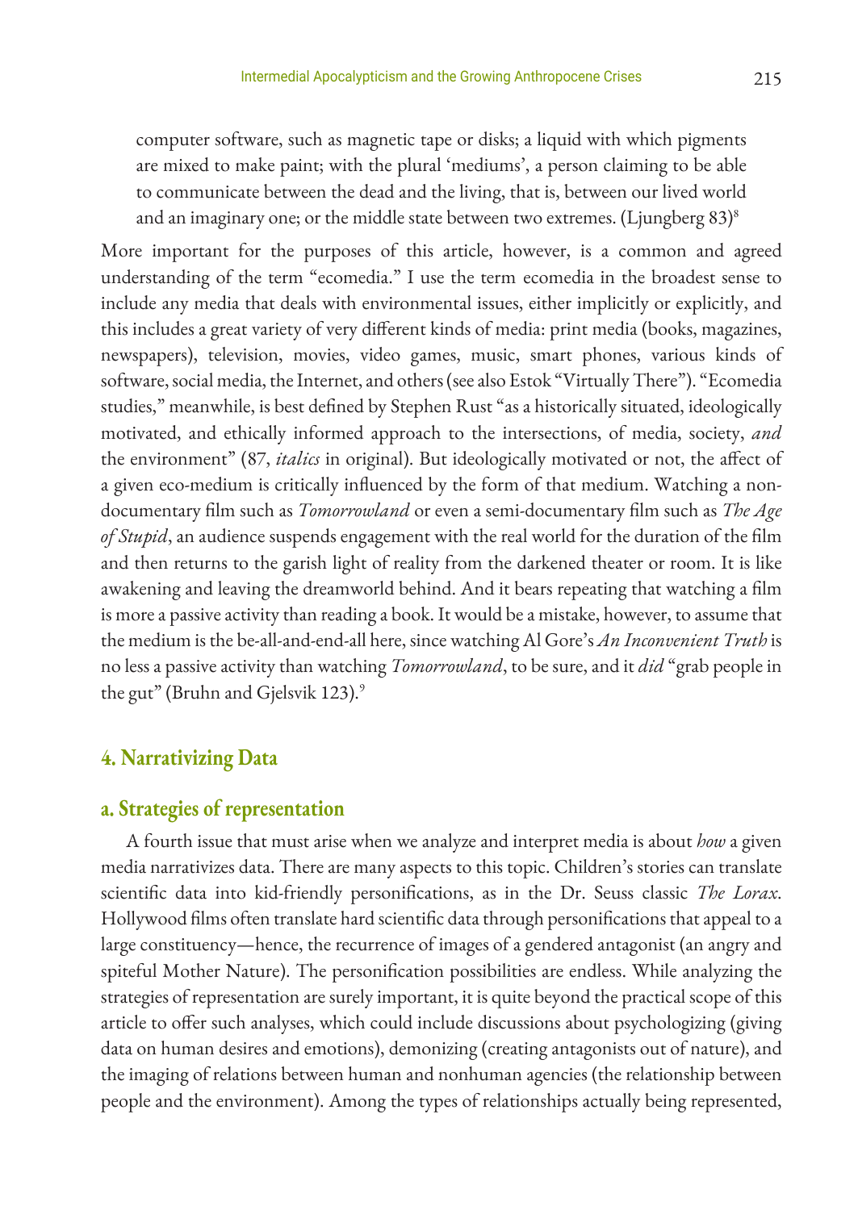> computer software, such as magnetic tape or disks; a liquid with which pigments are mixed to make paint; with the plural 'mediums', a person claiming to be able to communicate between the dead and the living, that is, between our lived world and an imaginary one; or the middle state between two extremes. (Ljungberg 83)[8]

More important for the purposes of this article, however, is a common and agreed understanding of the term "ecomedia." I use the term ecomedia in the broadest sense to include any media that deals with environmental issues, either implicitly or explicitly, and this includes a great variety of very different kinds of media: print media (books, magazines, newspapers), television, movies, video games, music, smart phones, various kinds of software, social media, the Internet, and others (see also Estok "Virtually There"). "Ecomedia studies," meanwhile, is best defined by Stephen Rust "as a historically situated, ideologically motivated, and ethically informed approach to the intersections, of media, society, *and* the environment" (87, *italics* in original). But ideologically motivated or not, the affect of a given eco-medium is critically influenced by the form of that medium. Watching a non-documentary film such as *Tomorrowland* or even a semi-documentary film such as *The Age of Stupid*, an audience suspends engagement with the real world for the duration of the film and then returns to the garish light of reality from the darkened theater or room. It is like awakening and leaving the dreamworld behind. And it bears repeating that watching a film is more a passive activity than reading a book. It would be a mistake, however, to assume that the medium is the be-all-and-end-all here, since watching Al Gore's *An Inconvenient Truth* is no less a passive activity than watching *Tomorrowland*, to be sure, and it *did* "grab people in the gut" (Bruhn and Gjelsvik 123).[9]

## 4. Narrativizing Data

### a. Strategies of representation

A fourth issue that must arise when we analyze and interpret media is about *how* a given media narrativizes data. There are many aspects to this topic. Children's stories can translate scientific data into kid-friendly personifications, as in the Dr. Seuss classic *The Lorax*. Hollywood films often translate hard scientific data through personifications that appeal to a large constituency—hence, the recurrence of images of a gendered antagonist (an angry and spiteful Mother Nature). The personification possibilities are endless. While analyzing the strategies of representation are surely important, it is quite beyond the practical scope of this article to offer such analyses, which could include discussions about psychologizing (giving data on human desires and emotions), demonizing (creating antagonists out of nature), and the imaging of relations between human and nonhuman agencies (the relationship between people and the environment). Among the types of relationships actually being represented,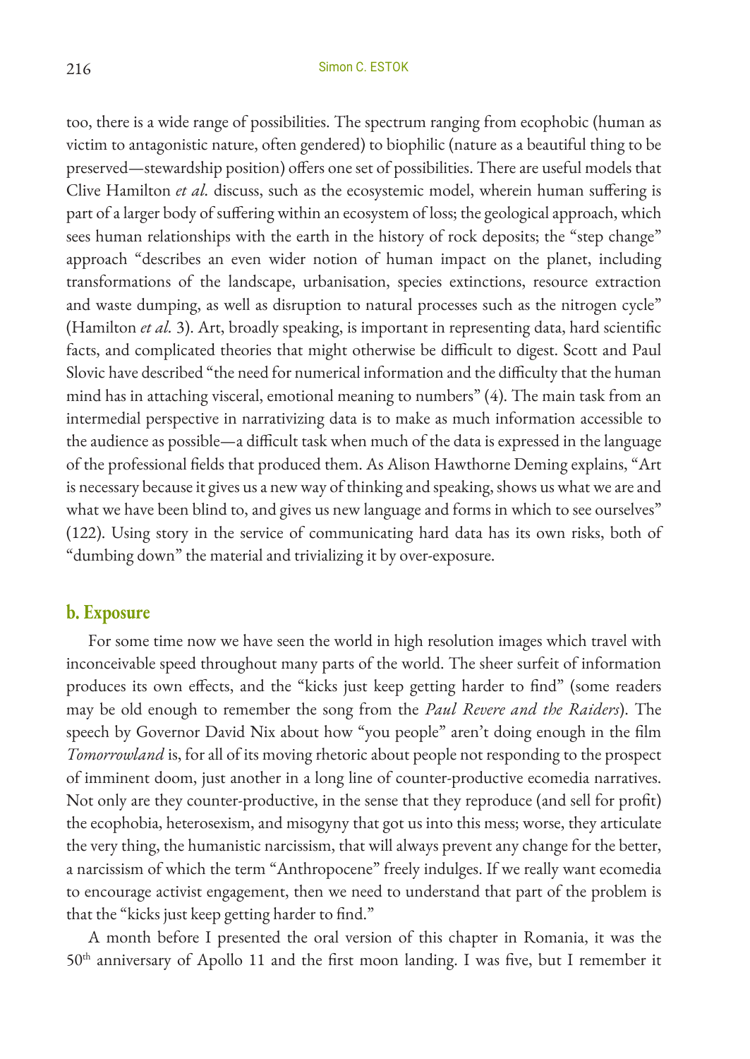too, there is a wide range of possibilities. The spectrum ranging from ecophobic (human as victim to antagonistic nature, often gendered) to biophilic (nature as a beautiful thing to be preserved—stewardship position) offers one set of possibilities. There are useful models that Clive Hamilton *et al.* discuss, such as the ecosystemic model, wherein human suffering is part of a larger body of suffering within an ecosystem of loss; the geological approach, which sees human relationships with the earth in the history of rock deposits; the "step change" approach "describes an even wider notion of human impact on the planet, including transformations of the landscape, urbanisation, species extinctions, resource extraction and waste dumping, as well as disruption to natural processes such as the nitrogen cycle" (Hamilton *et al.* 3). Art, broadly speaking, is important in representing data, hard scientific facts, and complicated theories that might otherwise be difficult to digest. Scott and Paul Slovic have described "the need for numerical information and the difficulty that the human mind has in attaching visceral, emotional meaning to numbers" (4). The main task from an intermedial perspective in narrativizing data is to make as much information accessible to the audience as possible—a difficult task when much of the data is expressed in the language of the professional fields that produced them. As Alison Hawthorne Deming explains, "Art is necessary because it gives us a new way of thinking and speaking, shows us what we are and what we have been blind to, and gives us new language and forms in which to see ourselves" (122). Using story in the service of communicating hard data has its own risks, both of "dumbing down" the material and trivializing it by over-exposure.

## b. Exposure

For some time now we have seen the world in high resolution images which travel with inconceivable speed throughout many parts of the world. The sheer surfeit of information produces its own effects, and the "kicks just keep getting harder to find" (some readers may be old enough to remember the song from the *Paul Revere and the Raiders*). The speech by Governor David Nix about how "you people" aren't doing enough in the film *Tomorrowland* is, for all of its moving rhetoric about people not responding to the prospect of imminent doom, just another in a long line of counter-productive ecomedia narratives. Not only are they counter-productive, in the sense that they reproduce (and sell for profit) the ecophobia, heterosexism, and misogyny that got us into this mess; worse, they articulate the very thing, the humanistic narcissism, that will always prevent any change for the better, a narcissism of which the term "Anthropocene" freely indulges. If we really want ecomedia to encourage activist engagement, then we need to understand that part of the problem is that the "kicks just keep getting harder to find."

A month before I presented the oral version of this chapter in Romania, it was the 50th anniversary of Apollo 11 and the first moon landing. I was five, but I remember it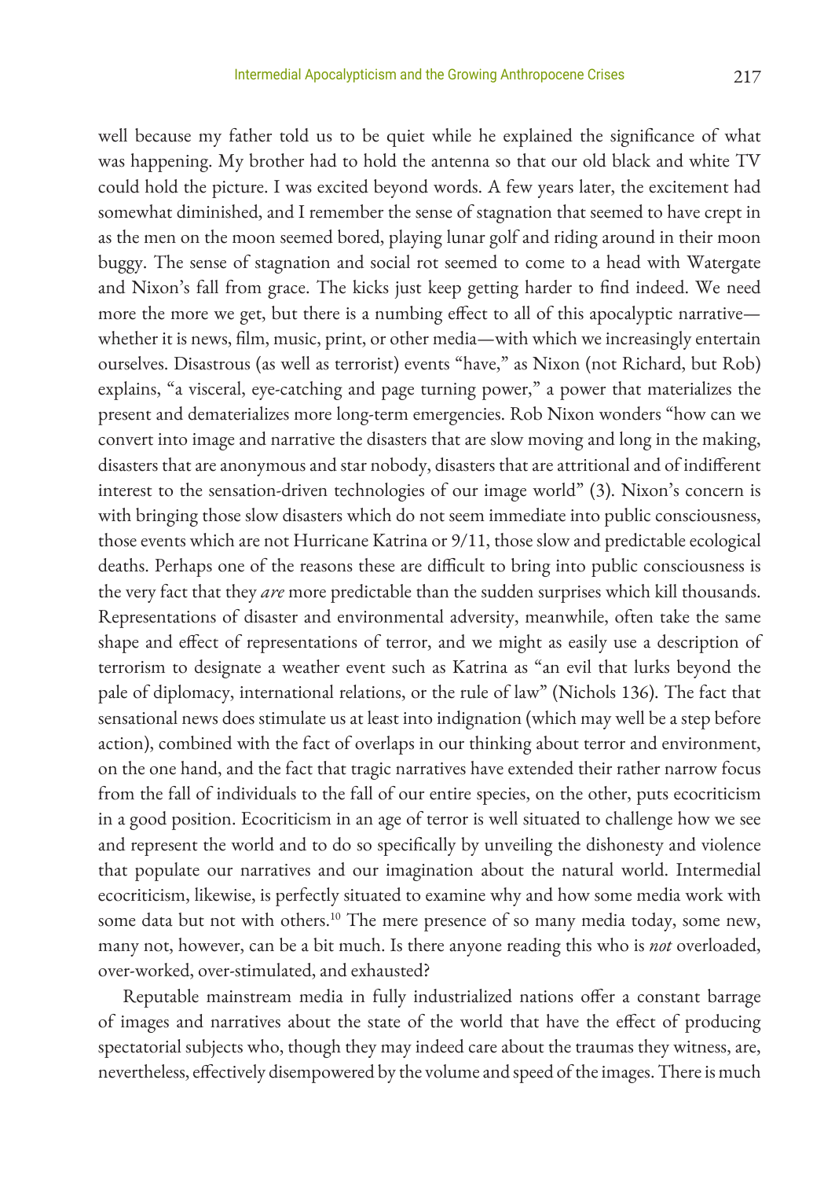well because my father told us to be quiet while he explained the significance of what was happening. My brother had to hold the antenna so that our old black and white TV could hold the picture. I was excited beyond words. A few years later, the excitement had somewhat diminished, and I remember the sense of stagnation that seemed to have crept in as the men on the moon seemed bored, playing lunar golf and riding around in their moon buggy. The sense of stagnation and social rot seemed to come to a head with Watergate and Nixon's fall from grace. The kicks just keep getting harder to find indeed. We need more the more we get, but there is a numbing effect to all of this apocalyptic narrative—whether it is news, film, music, print, or other media—with which we increasingly entertain ourselves. Disastrous (as well as terrorist) events "have," as Nixon (not Richard, but Rob) explains, "a visceral, eye-catching and page turning power," a power that materializes the present and dematerializes more long-term emergencies. Rob Nixon wonders "how can we convert into image and narrative the disasters that are slow moving and long in the making, disasters that are anonymous and star nobody, disasters that are attritional and of indifferent interest to the sensation-driven technologies of our image world" (3). Nixon's concern is with bringing those slow disasters which do not seem immediate into public consciousness, those events which are not Hurricane Katrina or 9/11, those slow and predictable ecological deaths. Perhaps one of the reasons these are difficult to bring into public consciousness is the very fact that they *are* more predictable than the sudden surprises which kill thousands. Representations of disaster and environmental adversity, meanwhile, often take the same shape and effect of representations of terror, and we might as easily use a description of terrorism to designate a weather event such as Katrina as "an evil that lurks beyond the pale of diplomacy, international relations, or the rule of law" (Nichols 136). The fact that sensational news does stimulate us at least into indignation (which may well be a step before action), combined with the fact of overlaps in our thinking about terror and environment, on the one hand, and the fact that tragic narratives have extended their rather narrow focus from the fall of individuals to the fall of our entire species, on the other, puts ecocriticism in a good position. Ecocriticism in an age of terror is well situated to challenge how we see and represent the world and to do so specifically by unveiling the dishonesty and violence that populate our narratives and our imagination about the natural world. Intermedial ecocriticism, likewise, is perfectly situated to examine why and how some media work with some data but not with others.[10] The mere presence of so many media today, some new, many not, however, can be a bit much. Is there anyone reading this who is *not* overloaded, over-worked, over-stimulated, and exhausted?

Reputable mainstream media in fully industrialized nations offer a constant barrage of images and narratives about the state of the world that have the effect of producing spectatorial subjects who, though they may indeed care about the traumas they witness, are, nevertheless, effectively disempowered by the volume and speed of the images. There is much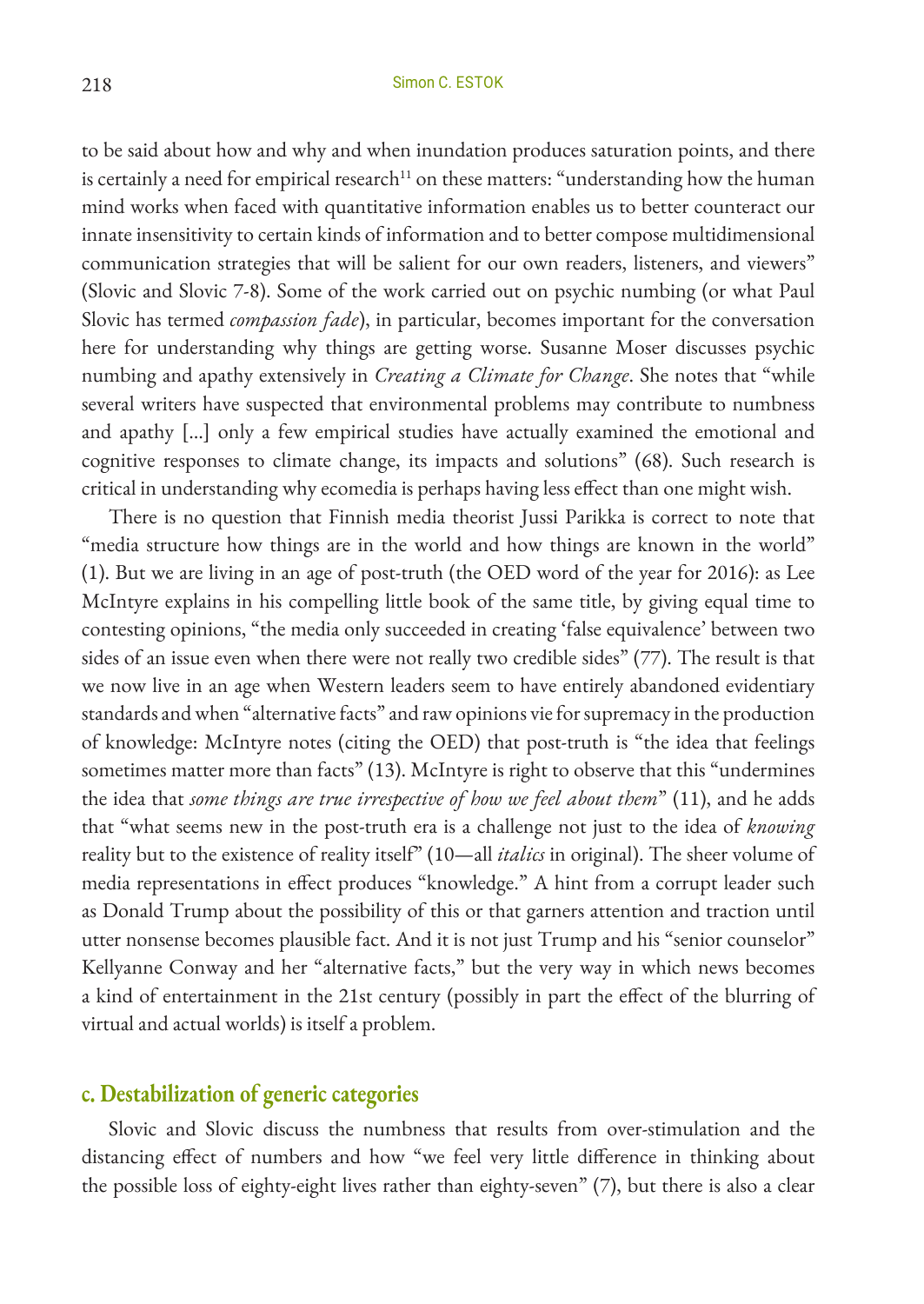to be said about how and why and when inundation produces saturation points, and there is certainly a need for empirical research[11] on these matters: "understanding how the human mind works when faced with quantitative information enables us to better counteract our innate insensitivity to certain kinds of information and to better compose multidimensional communication strategies that will be salient for our own readers, listeners, and viewers" (Slovic and Slovic 7-8). Some of the work carried out on psychic numbing (or what Paul Slovic has termed *compassion fade*), in particular, becomes important for the conversation here for understanding why things are getting worse. Susanne Moser discusses psychic numbing and apathy extensively in *Creating a Climate for Change*. She notes that "while several writers have suspected that environmental problems may contribute to numbness and apathy [...] only a few empirical studies have actually examined the emotional and cognitive responses to climate change, its impacts and solutions" (68). Such research is critical in understanding why ecomedia is perhaps having less effect than one might wish.

There is no question that Finnish media theorist Jussi Parikka is correct to note that "media structure how things are in the world and how things are known in the world" (1). But we are living in an age of post-truth (the OED word of the year for 2016): as Lee McIntyre explains in his compelling little book of the same title, by giving equal time to contesting opinions, "the media only succeeded in creating 'false equivalence' between two sides of an issue even when there were not really two credible sides" (77). The result is that we now live in an age when Western leaders seem to have entirely abandoned evidentiary standards and when "alternative facts" and raw opinions vie for supremacy in the production of knowledge: McIntyre notes (citing the OED) that post-truth is "the idea that feelings sometimes matter more than facts" (13). McIntyre is right to observe that this "undermines the idea that *some things are true irrespective of how we feel about them*" (11), and he adds that "what seems new in the post-truth era is a challenge not just to the idea of *knowing* reality but to the existence of reality itself" (10—all *italics* in original). The sheer volume of media representations in effect produces "knowledge." A hint from a corrupt leader such as Donald Trump about the possibility of this or that garners attention and traction until utter nonsense becomes plausible fact. And it is not just Trump and his "senior counselor" Kellyanne Conway and her "alternative facts," but the very way in which news becomes a kind of entertainment in the 21st century (possibly in part the effect of the blurring of virtual and actual worlds) is itself a problem.

### c. Destabilization of generic categories

Slovic and Slovic discuss the numbness that results from over-stimulation and the distancing effect of numbers and how "we feel very little difference in thinking about the possible loss of eighty-eight lives rather than eighty-seven" (7), but there is also a clear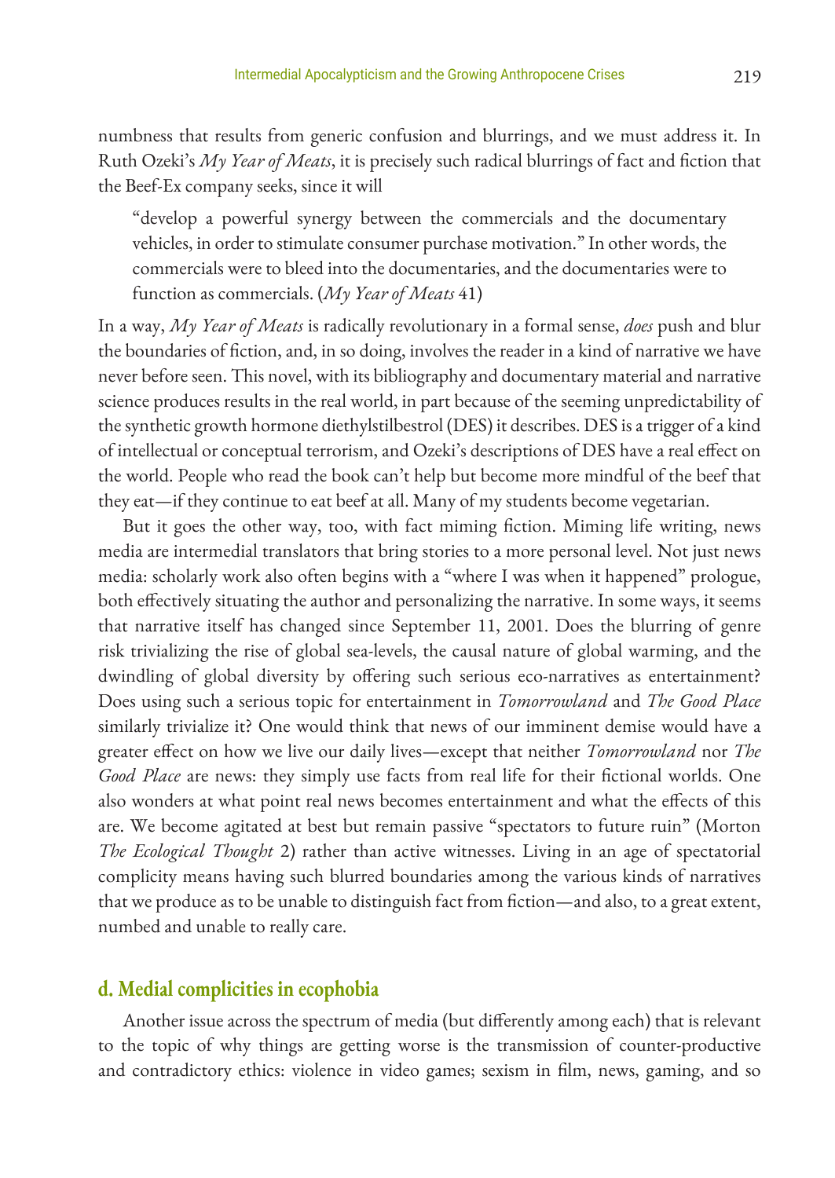numbness that results from generic confusion and blurrings, and we must address it. In Ruth Ozeki's *My Year of Meats*, it is precisely such radical blurrings of fact and fiction that the Beef-Ex company seeks, since it will

> "develop a powerful synergy between the commercials and the documentary vehicles, in order to stimulate consumer purchase motivation." In other words, the commercials were to bleed into the documentaries, and the documentaries were to function as commercials. (*My Year of Meats* 41)

In a way, *My Year of Meats* is radically revolutionary in a formal sense, *does* push and blur the boundaries of fiction, and, in so doing, involves the reader in a kind of narrative we have never before seen. This novel, with its bibliography and documentary material and narrative science produces results in the real world, in part because of the seeming unpredictability of the synthetic growth hormone diethylstilbestrol (DES) it describes. DES is a trigger of a kind of intellectual or conceptual terrorism, and Ozeki's descriptions of DES have a real effect on the world. People who read the book can't help but become more mindful of the beef that they eat—if they continue to eat beef at all. Many of my students become vegetarian.

But it goes the other way, too, with fact miming fiction. Miming life writing, news media are intermedial translators that bring stories to a more personal level. Not just news media: scholarly work also often begins with a "where I was when it happened" prologue, both effectively situating the author and personalizing the narrative. In some ways, it seems that narrative itself has changed since September 11, 2001. Does the blurring of genre risk trivializing the rise of global sea-levels, the causal nature of global warming, and the dwindling of global diversity by offering such serious eco-narratives as entertainment? Does using such a serious topic for entertainment in *Tomorrowland* and *The Good Place* similarly trivialize it? One would think that news of our imminent demise would have a greater effect on how we live our daily lives—except that neither *Tomorrowland* nor *The Good Place* are news: they simply use facts from real life for their fictional worlds. One also wonders at what point real news becomes entertainment and what the effects of this are. We become agitated at best but remain passive "spectators to future ruin" (Morton *The Ecological Thought* 2) rather than active witnesses. Living in an age of spectatorial complicity means having such blurred boundaries among the various kinds of narratives that we produce as to be unable to distinguish fact from fiction—and also, to a great extent, numbed and unable to really care.

## d. Medial complicities in ecophobia

Another issue across the spectrum of media (but differently among each) that is relevant to the topic of why things are getting worse is the transmission of counter-productive and contradictory ethics: violence in video games; sexism in film, news, gaming, and so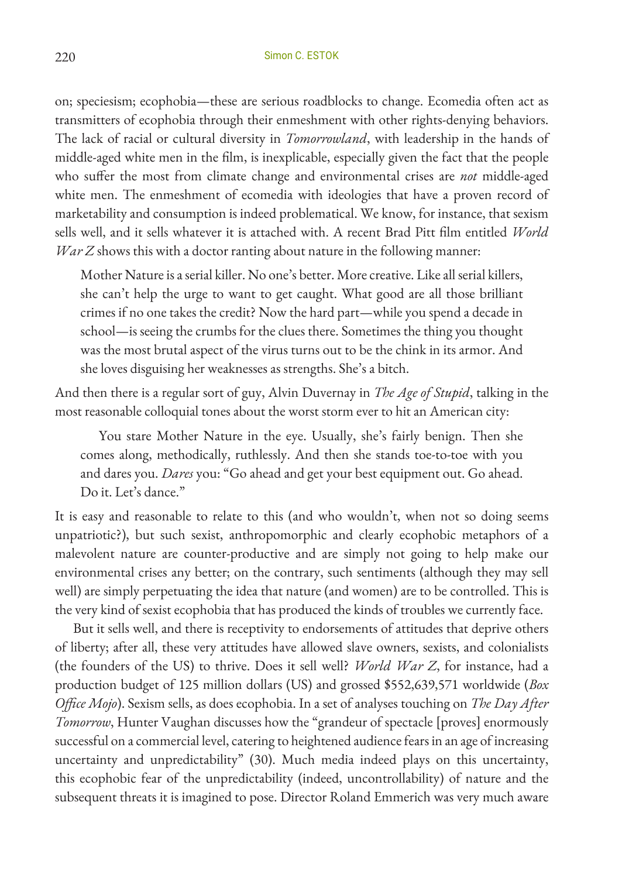on; speciesism; ecophobia—these are serious roadblocks to change. Ecomedia often act as transmitters of ecophobia through their enmeshment with other rights-denying behaviors. The lack of racial or cultural diversity in *Tomorrowland*, with leadership in the hands of middle-aged white men in the film, is inexplicable, especially given the fact that the people who suffer the most from climate change and environmental crises are *not* middle-aged white men. The enmeshment of ecomedia with ideologies that have a proven record of marketability and consumption is indeed problematical. We know, for instance, that sexism sells well, and it sells whatever it is attached with. A recent Brad Pitt film entitled *World War Z* shows this with a doctor ranting about nature in the following manner:

> Mother Nature is a serial killer. No one's better. More creative. Like all serial killers, she can't help the urge to want to get caught. What good are all those brilliant crimes if no one takes the credit? Now the hard part—while you spend a decade in school—is seeing the crumbs for the clues there. Sometimes the thing you thought was the most brutal aspect of the virus turns out to be the chink in its armor. And she loves disguising her weaknesses as strengths. She's a bitch.

And then there is a regular sort of guy, Alvin Duvernay in *The Age of Stupid*, talking in the most reasonable colloquial tones about the worst storm ever to hit an American city:

> You stare Mother Nature in the eye. Usually, she's fairly benign. Then she comes along, methodically, ruthlessly. And then she stands toe-to-toe with you and dares you. *Dares* you: "Go ahead and get your best equipment out. Go ahead. Do it. Let's dance."

It is easy and reasonable to relate to this (and who wouldn't, when not so doing seems unpatriotic?), but such sexist, anthropomorphic and clearly ecophobic metaphors of a malevolent nature are counter-productive and are simply not going to help make our environmental crises any better; on the contrary, such sentiments (although they may sell well) are simply perpetuating the idea that nature (and women) are to be controlled. This is the very kind of sexist ecophobia that has produced the kinds of troubles we currently face.

But it sells well, and there is receptivity to endorsements of attitudes that deprive others of liberty; after all, these very attitudes have allowed slave owners, sexists, and colonialists (the founders of the US) to thrive. Does it sell well? *World War Z*, for instance, had a production budget of 125 million dollars (US) and grossed $552,639,571 worldwide (*Box Office Mojo*). Sexism sells, as does ecophobia. In a set of analyses touching on *The Day After Tomorrow*, Hunter Vaughan discusses how the "grandeur of spectacle [proves] enormously successful on a commercial level, catering to heightened audience fears in an age of increasing uncertainty and unpredictability" (30). Much media indeed plays on this uncertainty, this ecophobic fear of the unpredictability (indeed, uncontrollability) of nature and the subsequent threats it is imagined to pose. Director Roland Emmerich was very much aware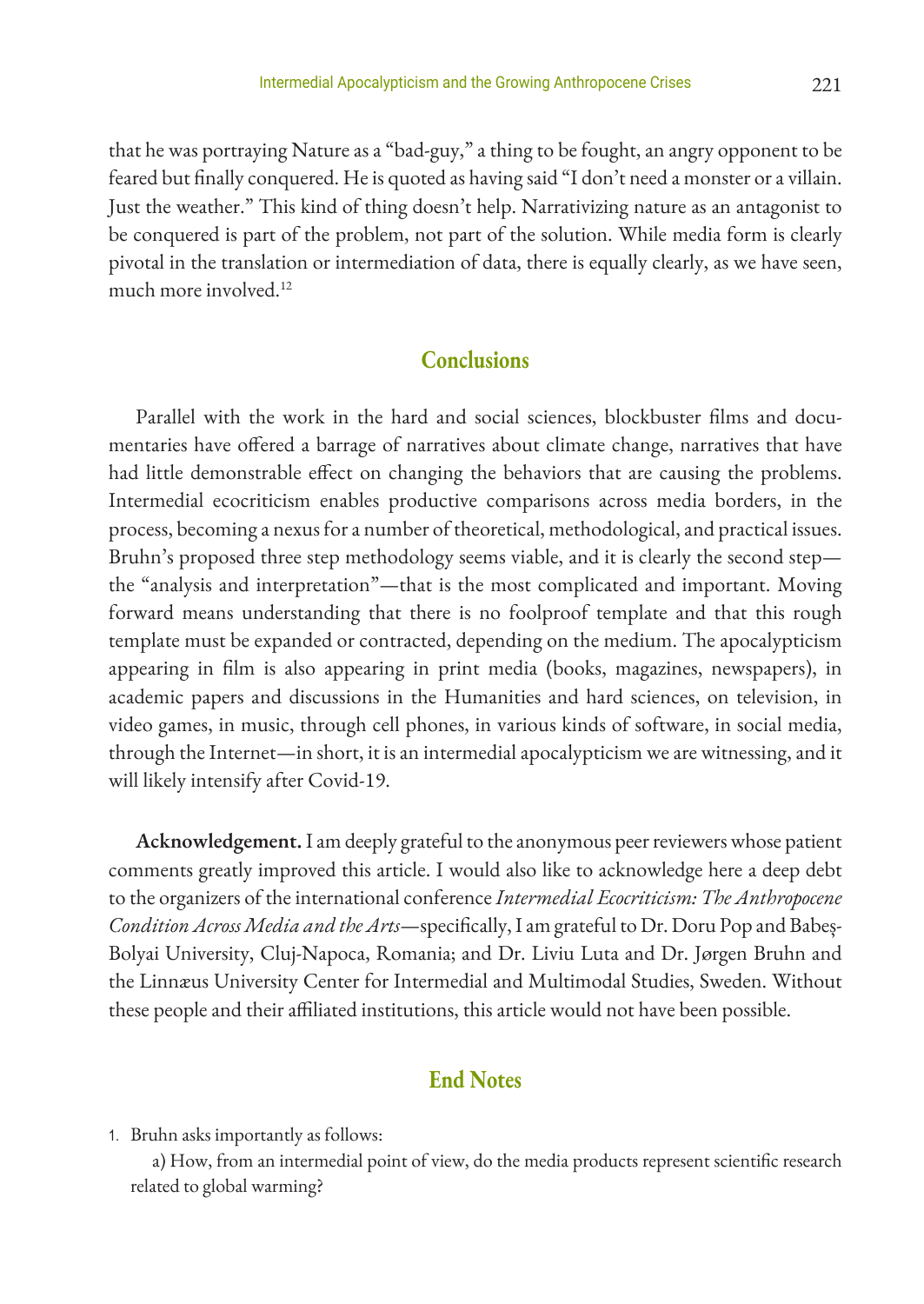that he was portraying Nature as a "bad-guy," a thing to be fought, an angry opponent to be feared but finally conquered. He is quoted as having said "I don't need a monster or a villain. Just the weather." This kind of thing doesn't help. Narrativizing nature as an antagonist to be conquered is part of the problem, not part of the solution. While media form is clearly pivotal in the translation or intermediation of data, there is equally clearly, as we have seen, much more involved.[12]

## Conclusions

Parallel with the work in the hard and social sciences, blockbuster films and documentaries have offered a barrage of narratives about climate change, narratives that have had little demonstrable effect on changing the behaviors that are causing the problems. Intermedial ecocriticism enables productive comparisons across media borders, in the process, becoming a nexus for a number of theoretical, methodological, and practical issues. Bruhn's proposed three step methodology seems viable, and it is clearly the second step—the "analysis and interpretation"—that is the most complicated and important. Moving forward means understanding that there is no foolproof template and that this rough template must be expanded or contracted, depending on the medium. The apocalypticism appearing in film is also appearing in print media (books, magazines, newspapers), in academic papers and discussions in the Humanities and hard sciences, on television, in video games, in music, through cell phones, in various kinds of software, in social media, through the Internet—in short, it is an intermedial apocalypticism we are witnessing, and it will likely intensify after Covid-19.

**Acknowledgement.** I am deeply grateful to the anonymous peer reviewers whose patient comments greatly improved this article. I would also like to acknowledge here a deep debt to the organizers of the international conference *Intermedial Ecocriticism: The Anthropocene Condition Across Media and the Arts*—specifically, I am grateful to Dr. Doru Pop and Babeș-Bolyai University, Cluj-Napoca, Romania; and Dr. Liviu Luta and Dr. Jørgen Bruhn and the Linnæus University Center for Intermedial and Multimodal Studies, Sweden. Without these people and their affiliated institutions, this article would not have been possible.

## End Notes

1. Bruhn asks importantly as follows:

   a) How, from an intermedial point of view, do the media products represent scientific research related to global warming?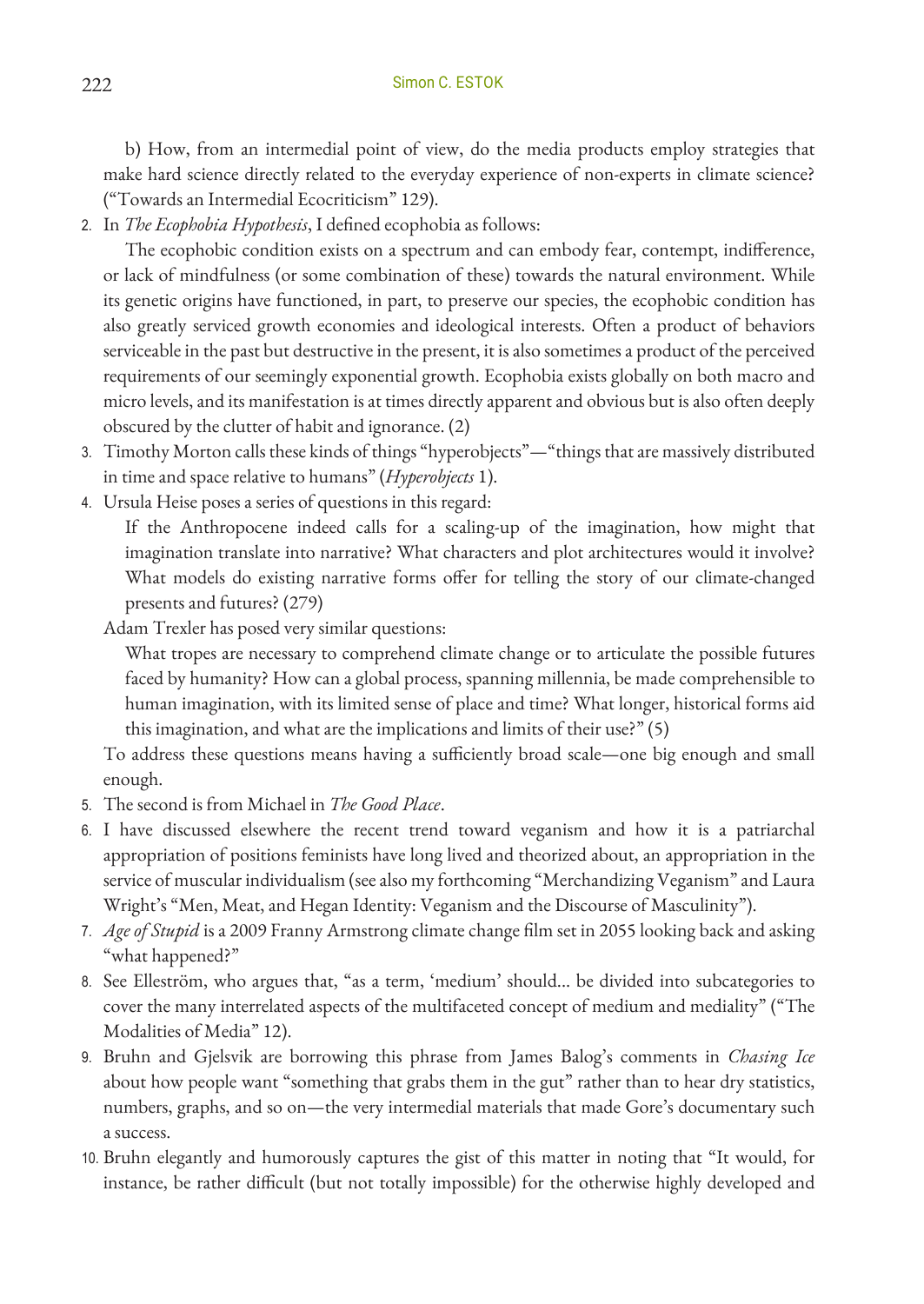b) How, from an intermedial point of view, do the media products employ strategies that make hard science directly related to the everyday experience of non-experts in climate science? ("Towards an Intermedial Ecocriticism" 129).

2. In *The Ecophobia Hypothesis*, I defined ecophobia as follows:

   The ecophobic condition exists on a spectrum and can embody fear, contempt, indifference, or lack of mindfulness (or some combination of these) towards the natural environment. While its genetic origins have functioned, in part, to preserve our species, the ecophobic condition has also greatly serviced growth economies and ideological interests. Often a product of behaviors serviceable in the past but destructive in the present, it is also sometimes a product of the perceived requirements of our seemingly exponential growth. Ecophobia exists globally on both macro and micro levels, and its manifestation is at times directly apparent and obvious but is also often deeply obscured by the clutter of habit and ignorance. (2)

3. Timothy Morton calls these kinds of things "hyperobjects"—"things that are massively distributed in time and space relative to humans" (*Hyperobjects* 1).

4. Ursula Heise poses a series of questions in this regard:

   If the Anthropocene indeed calls for a scaling-up of the imagination, how might that imagination translate into narrative? What characters and plot architectures would it involve? What models do existing narrative forms offer for telling the story of our climate-changed presents and futures? (279)

   Adam Trexler has posed very similar questions:

   What tropes are necessary to comprehend climate change or to articulate the possible futures faced by humanity? How can a global process, spanning millennia, be made comprehensible to human imagination, with its limited sense of place and time? What longer, historical forms aid this imagination, and what are the implications and limits of their use?" (5)

   To address these questions means having a sufficiently broad scale—one big enough and small enough.

5. The second is from Michael in *The Good Place*.

6. I have discussed elsewhere the recent trend toward veganism and how it is a patriarchal appropriation of positions feminists have long lived and theorized about, an appropriation in the service of muscular individualism (see also my forthcoming "Merchandizing Veganism" and Laura Wright's "Men, Meat, and Hegan Identity: Veganism and the Discourse of Masculinity").

7. *Age of Stupid* is a 2009 Franny Armstrong climate change film set in 2055 looking back and asking "what happened?"

8. See Elleström, who argues that, "as a term, 'medium' should... be divided into subcategories to cover the many interrelated aspects of the multifaceted concept of medium and mediality" ("The Modalities of Media" 12).

9. Bruhn and Gjelsvik are borrowing this phrase from James Balog's comments in *Chasing Ice* about how people want "something that grabs them in the gut" rather than to hear dry statistics, numbers, graphs, and so on—the very intermedial materials that made Gore's documentary such a success.

10. Bruhn elegantly and humorously captures the gist of this matter in noting that "It would, for instance, be rather difficult (but not totally impossible) for the otherwise highly developed and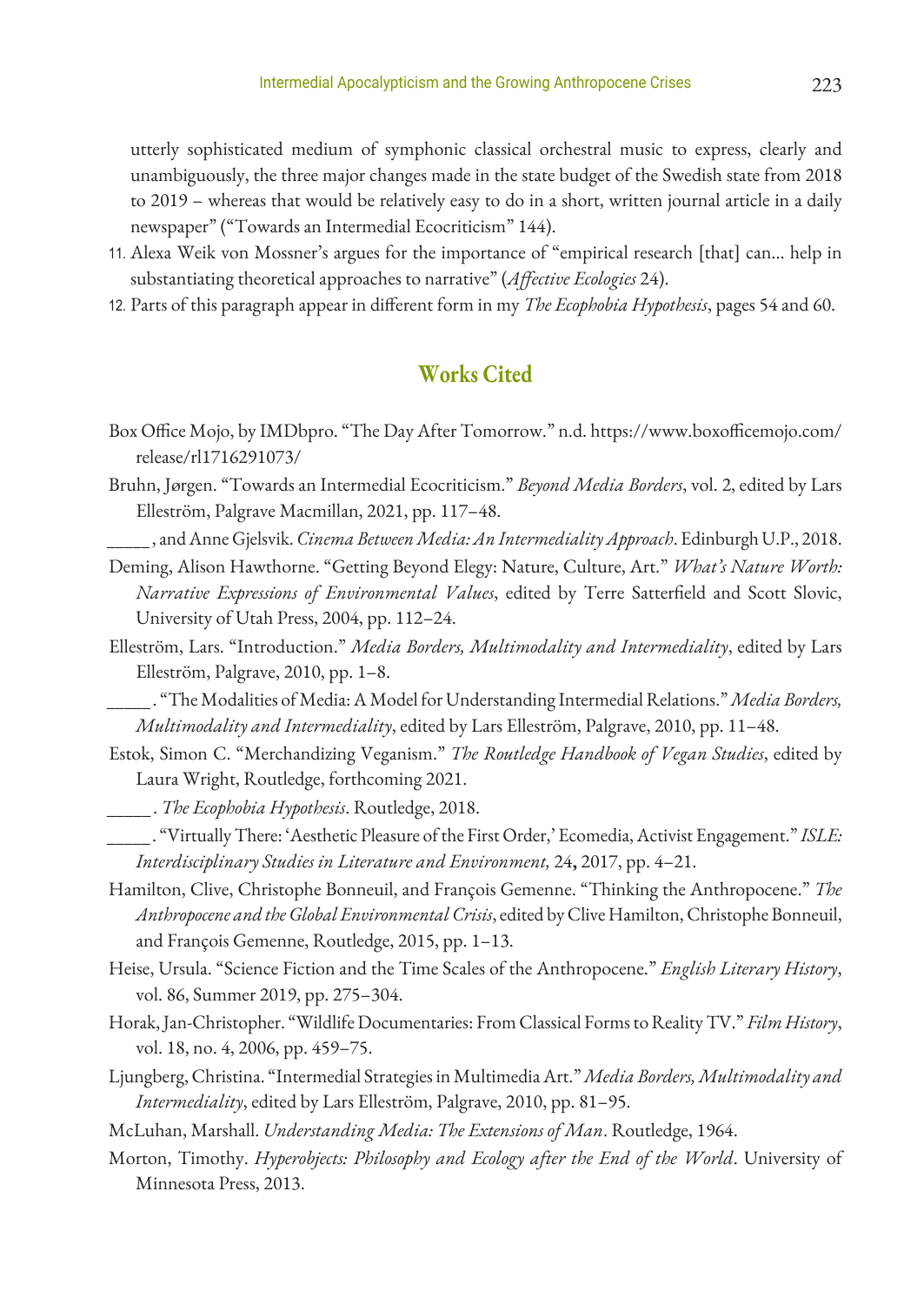utterly sophisticated medium of symphonic classical orchestral music to express, clearly and unambiguously, the three major changes made in the state budget of the Swedish state from 2018 to 2019 – whereas that would be relatively easy to do in a short, written journal article in a daily newspaper" ("Towards an Intermedial Ecocriticism" 144).

11. Alexa Weik von Mossner's argues for the importance of "empirical research [that] can... help in substantiating theoretical approaches to narrative" (*Affective Ecologies* 24).
12. Parts of this paragraph appear in different form in my *The Ecophobia Hypothesis*, pages 54 and 60.

## Works Cited

Box Office Mojo, by IMDbpro. "The Day After Tomorrow." n.d. https://www.boxofficemojo.com/release/rl1716291073/

Bruhn, Jørgen. "Towards an Intermedial Ecocriticism." *Beyond Media Borders*, vol. 2, edited by Lars Elleström, Palgrave Macmillan, 2021, pp. 117–48.

_____, and Anne Gjelsvik. *Cinema Between Media: An Intermediality Approach*. Edinburgh U.P., 2018.

Deming, Alison Hawthorne. "Getting Beyond Elegy: Nature, Culture, Art." *What's Nature Worth: Narrative Expressions of Environmental Values*, edited by Terre Satterfield and Scott Slovic, University of Utah Press, 2004, pp. 112–24.

Elleström, Lars. "Introduction." *Media Borders, Multimodality and Intermediality*, edited by Lars Elleström, Palgrave, 2010, pp. 1–8.

_____. "The Modalities of Media: A Model for Understanding Intermedial Relations." *Media Borders, Multimodality and Intermediality*, edited by Lars Elleström, Palgrave, 2010, pp. 11–48.

Estok, Simon C. "Merchandizing Veganism." *The Routledge Handbook of Vegan Studies*, edited by Laura Wright, Routledge, forthcoming 2021.

_____. *The Ecophobia Hypothesis*. Routledge, 2018.

_____. "Virtually There: 'Aesthetic Pleasure of the First Order,' Ecomedia, Activist Engagement." *ISLE: Interdisciplinary Studies in Literature and Environment,* 24**,** 2017, pp. 4–21.

Hamilton, Clive, Christophe Bonneuil, and François Gemenne. "Thinking the Anthropocene." *The Anthropocene and the Global Environmental Crisis*, edited by Clive Hamilton, Christophe Bonneuil, and François Gemenne, Routledge, 2015, pp. 1–13.

Heise, Ursula. "Science Fiction and the Time Scales of the Anthropocene." *English Literary History*, vol. 86, Summer 2019, pp. 275–304.

Horak, Jan-Christopher. "Wildlife Documentaries: From Classical Forms to Reality TV." *Film History*, vol. 18, no. 4, 2006, pp. 459–75.

Ljungberg, Christina. "Intermedial Strategies in Multimedia Art." *Media Borders, Multimodality and Intermediality*, edited by Lars Elleström, Palgrave, 2010, pp. 81–95.

McLuhan, Marshall. *Understanding Media: The Extensions of Man*. Routledge, 1964.

Morton, Timothy. *Hyperobjects: Philosophy and Ecology after the End of the World*. University of Minnesota Press, 2013.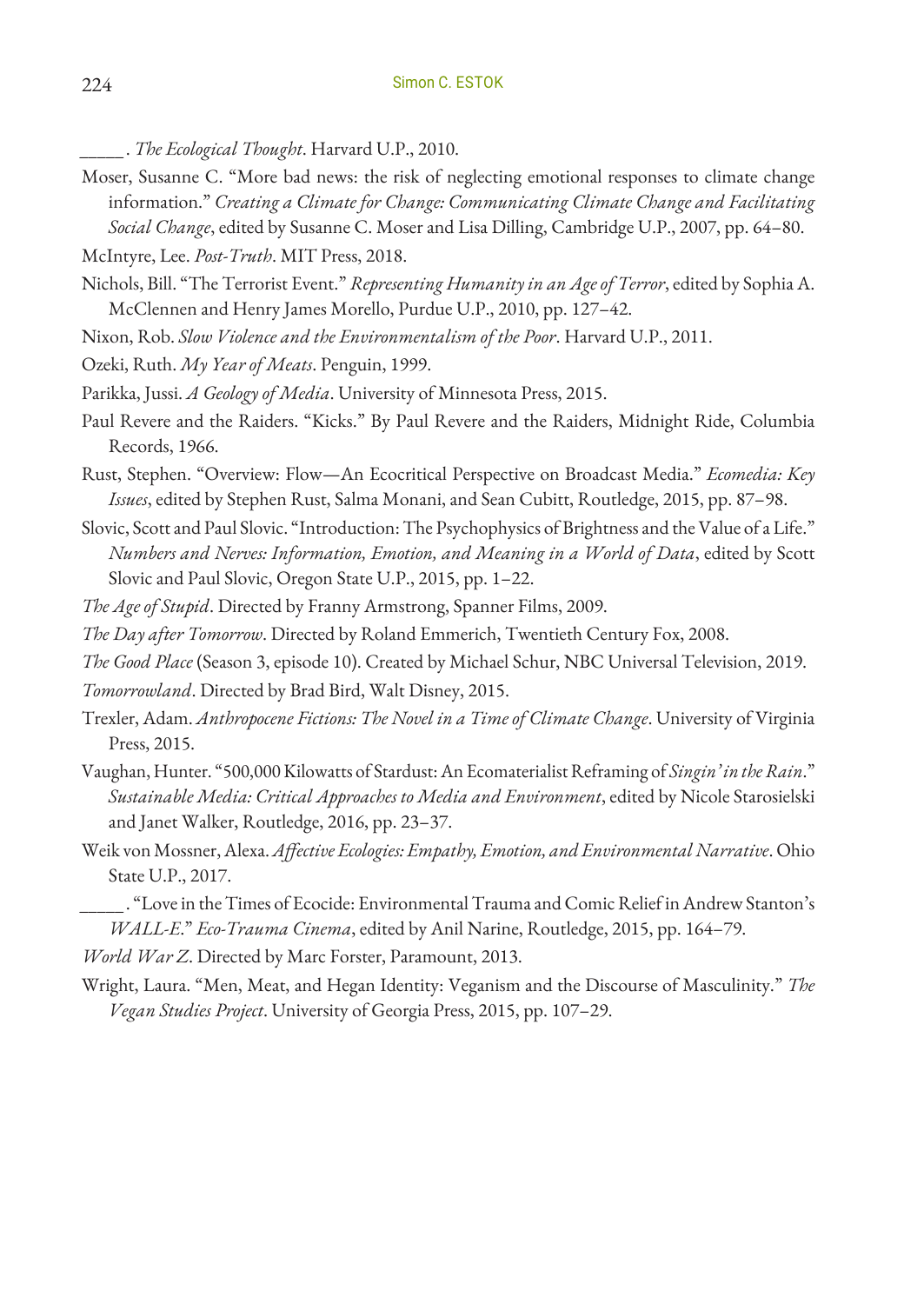_____. *The Ecological Thought*. Harvard U.P., 2010.

Moser, Susanne C. "More bad news: the risk of neglecting emotional responses to climate change information." *Creating a Climate for Change: Communicating Climate Change and Facilitating Social Change*, edited by Susanne C. Moser and Lisa Dilling, Cambridge U.P., 2007, pp. 64–80.

McIntyre, Lee. *Post-Truth*. MIT Press, 2018.

Nichols, Bill. "The Terrorist Event." *Representing Humanity in an Age of Terror*, edited by Sophia A. McClennen and Henry James Morello, Purdue U.P., 2010, pp. 127–42.

Nixon, Rob. *Slow Violence and the Environmentalism of the Poor*. Harvard U.P., 2011.

Ozeki, Ruth. *My Year of Meats*. Penguin, 1999.

Parikka, Jussi. *A Geology of Media*. University of Minnesota Press, 2015.

Paul Revere and the Raiders. "Kicks." By Paul Revere and the Raiders, Midnight Ride, Columbia Records, 1966.

Rust, Stephen. "Overview: Flow—An Ecocritical Perspective on Broadcast Media." *Ecomedia: Key Issues*, edited by Stephen Rust, Salma Monani, and Sean Cubitt, Routledge, 2015, pp. 87–98.

Slovic, Scott and Paul Slovic. "Introduction: The Psychophysics of Brightness and the Value of a Life." *Numbers and Nerves: Information, Emotion, and Meaning in a World of Data*, edited by Scott Slovic and Paul Slovic, Oregon State U.P., 2015, pp. 1–22.

*The Age of Stupid*. Directed by Franny Armstrong, Spanner Films, 2009.

*The Day after Tomorrow*. Directed by Roland Emmerich, Twentieth Century Fox, 2008.

*The Good Place* (Season 3, episode 10). Created by Michael Schur, NBC Universal Television, 2019.

*Tomorrowland*. Directed by Brad Bird, Walt Disney, 2015.

Trexler, Adam. *Anthropocene Fictions: The Novel in a Time of Climate Change*. University of Virginia Press, 2015.

Vaughan, Hunter. "500,000 Kilowatts of Stardust: An Ecomaterialist Reframing of *Singin' in the Rain*." *Sustainable Media: Critical Approaches to Media and Environment*, edited by Nicole Starosielski and Janet Walker, Routledge, 2016, pp. 23–37.

Weik von Mossner, Alexa. *Affective Ecologies: Empathy, Emotion, and Environmental Narrative*. Ohio State U.P., 2017.

_____. "Love in the Times of Ecocide: Environmental Trauma and Comic Relief in Andrew Stanton's *WALL-E*." *Eco-Trauma Cinema*, edited by Anil Narine, Routledge, 2015, pp. 164–79.

*World War Z*. Directed by Marc Forster, Paramount, 2013.

Wright, Laura. "Men, Meat, and Hegan Identity: Veganism and the Discourse of Masculinity." *The Vegan Studies Project*. University of Georgia Press, 2015, pp. 107–29.